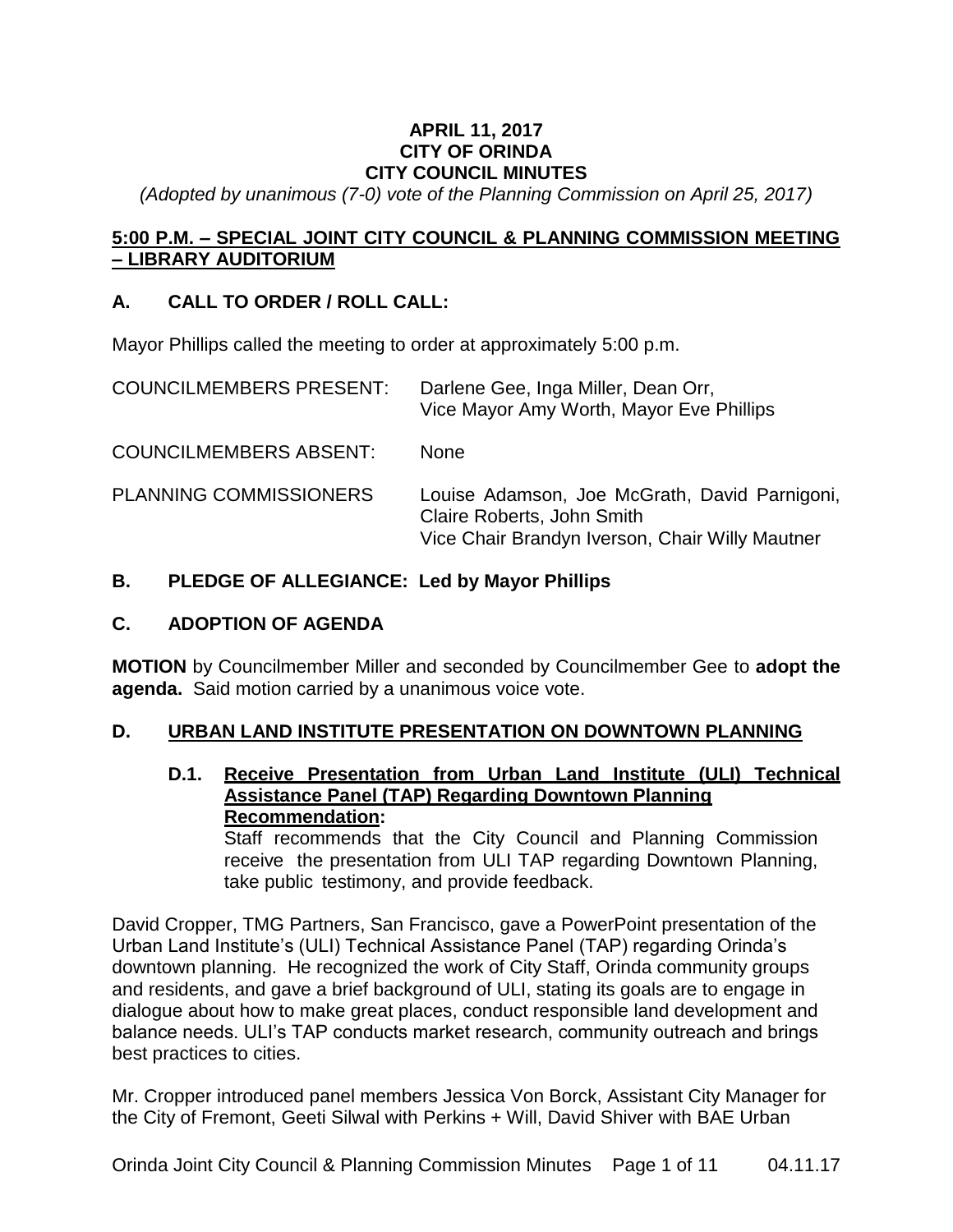**APRIL 11, 2017**
**CITY OF ORINDA**
**CITY COUNCIL MINUTES**

*(Adopted by unanimous (7-0) vote of the Planning Commission on April 25, 2017)*

## 5:00 P.M. – SPECIAL JOINT CITY COUNCIL & PLANNING COMMISSION MEETING – LIBRARY AUDITORIUM

### A. CALL TO ORDER / ROLL CALL:

Mayor Phillips called the meeting to order at approximately 5:00 p.m.

| | |
|---|---|
| COUNCILMEMBERS PRESENT: | Darlene Gee, Inga Miller, Dean Orr, Vice Mayor Amy Worth, Mayor Eve Phillips |
| COUNCILMEMBERS ABSENT: | None |
| PLANNING COMMISSIONERS | Louise Adamson, Joe McGrath, David Parnigoni, Claire Roberts, John Smith Vice Chair Brandyn Iverson, Chair Willy Mautner |

### B. PLEDGE OF ALLEGIANCE: Led by Mayor Phillips

### C. ADOPTION OF AGENDA

**MOTION** by Councilmember Miller and seconded by Councilmember Gee to **adopt the agenda.** Said motion carried by a unanimous voice vote.

### D. URBAN LAND INSTITUTE PRESENTATION ON DOWNTOWN PLANNING

#### D.1. Receive Presentation from Urban Land Institute (ULI) Technical Assistance Panel (TAP) Regarding Downtown Planning Recommendation:

Staff recommends that the City Council and Planning Commission receive the presentation from ULI TAP regarding Downtown Planning, take public testimony, and provide feedback.

David Cropper, TMG Partners, San Francisco, gave a PowerPoint presentation of the Urban Land Institute's (ULI) Technical Assistance Panel (TAP) regarding Orinda's downtown planning. He recognized the work of City Staff, Orinda community groups and residents, and gave a brief background of ULI, stating its goals are to engage in dialogue about how to make great places, conduct responsible land development and balance needs. ULI's TAP conducts market research, community outreach and brings best practices to cities.

Mr. Cropper introduced panel members Jessica Von Borck, Assistant City Manager for the City of Fremont, Geeti Silwal with Perkins + Will, David Shiver with BAE Urban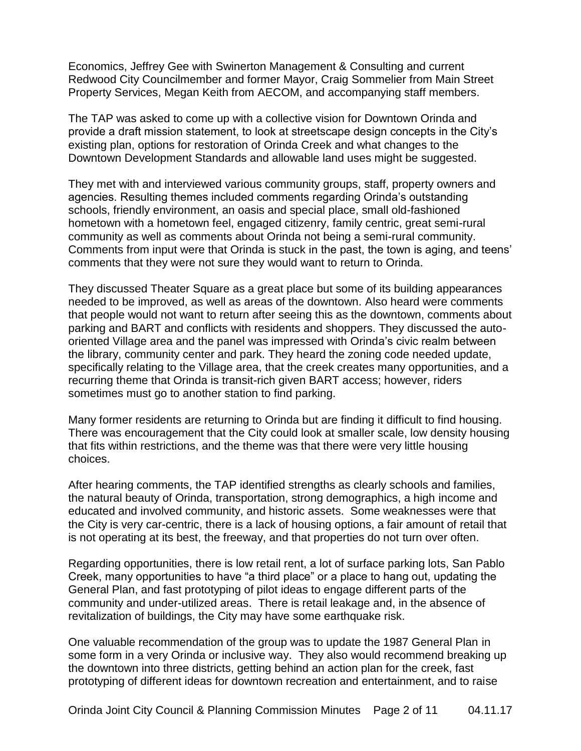Economics, Jeffrey Gee with Swinerton Management & Consulting and current Redwood City Councilmember and former Mayor, Craig Sommelier from Main Street Property Services, Megan Keith from AECOM, and accompanying staff members.

The TAP was asked to come up with a collective vision for Downtown Orinda and provide a draft mission statement, to look at streetscape design concepts in the City's existing plan, options for restoration of Orinda Creek and what changes to the Downtown Development Standards and allowable land uses might be suggested.

They met with and interviewed various community groups, staff, property owners and agencies. Resulting themes included comments regarding Orinda's outstanding schools, friendly environment, an oasis and special place, small old-fashioned hometown with a hometown feel, engaged citizenry, family centric, great semi-rural community as well as comments about Orinda not being a semi-rural community. Comments from input were that Orinda is stuck in the past, the town is aging, and teens' comments that they were not sure they would want to return to Orinda.

They discussed Theater Square as a great place but some of its building appearances needed to be improved, as well as areas of the downtown. Also heard were comments that people would not want to return after seeing this as the downtown, comments about parking and BART and conflicts with residents and shoppers. They discussed the auto-oriented Village area and the panel was impressed with Orinda's civic realm between the library, community center and park. They heard the zoning code needed update, specifically relating to the Village area, that the creek creates many opportunities, and a recurring theme that Orinda is transit-rich given BART access; however, riders sometimes must go to another station to find parking.

Many former residents are returning to Orinda but are finding it difficult to find housing. There was encouragement that the City could look at smaller scale, low density housing that fits within restrictions, and the theme was that there were very little housing choices.

After hearing comments, the TAP identified strengths as clearly schools and families, the natural beauty of Orinda, transportation, strong demographics, a high income and educated and involved community, and historic assets. Some weaknesses were that the City is very car-centric, there is a lack of housing options, a fair amount of retail that is not operating at its best, the freeway, and that properties do not turn over often.

Regarding opportunities, there is low retail rent, a lot of surface parking lots, San Pablo Creek, many opportunities to have "a third place" or a place to hang out, updating the General Plan, and fast prototyping of pilot ideas to engage different parts of the community and under-utilized areas. There is retail leakage and, in the absence of revitalization of buildings, the City may have some earthquake risk.

One valuable recommendation of the group was to update the 1987 General Plan in some form in a very Orinda or inclusive way. They also would recommend breaking up the downtown into three districts, getting behind an action plan for the creek, fast prototyping of different ideas for downtown recreation and entertainment, and to raise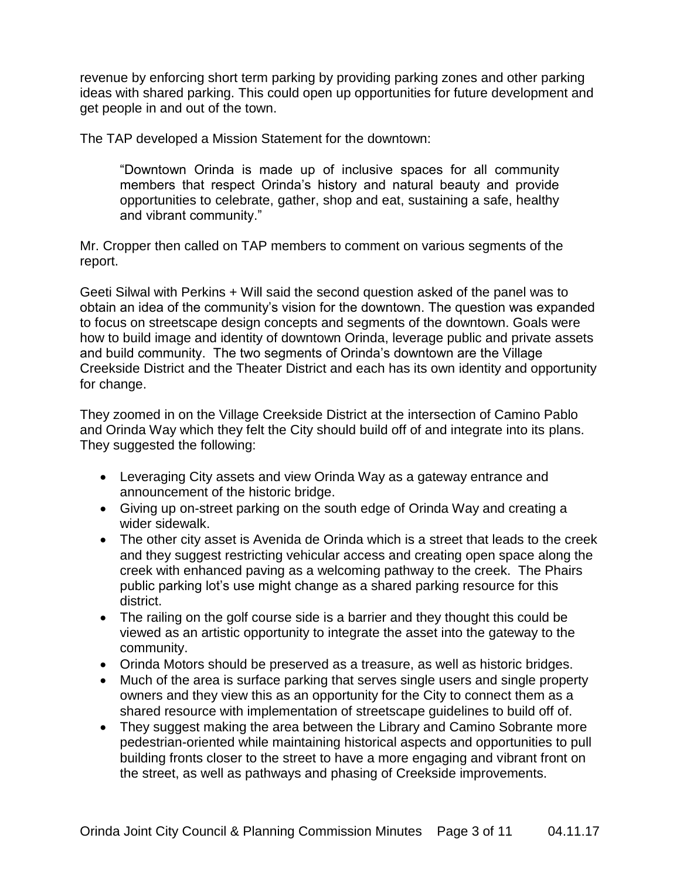revenue by enforcing short term parking by providing parking zones and other parking ideas with shared parking. This could open up opportunities for future development and get people in and out of the town.

The TAP developed a Mission Statement for the downtown:

> "Downtown Orinda is made up of inclusive spaces for all community members that respect Orinda's history and natural beauty and provide opportunities to celebrate, gather, shop and eat, sustaining a safe, healthy and vibrant community."

Mr. Cropper then called on TAP members to comment on various segments of the report.

Geeti Silwal with Perkins + Will said the second question asked of the panel was to obtain an idea of the community's vision for the downtown. The question was expanded to focus on streetscape design concepts and segments of the downtown. Goals were how to build image and identity of downtown Orinda, leverage public and private assets and build community. The two segments of Orinda's downtown are the Village Creekside District and the Theater District and each has its own identity and opportunity for change.

They zoomed in on the Village Creekside District at the intersection of Camino Pablo and Orinda Way which they felt the City should build off of and integrate into its plans. They suggested the following:

- Leveraging City assets and view Orinda Way as a gateway entrance and announcement of the historic bridge.
- Giving up on-street parking on the south edge of Orinda Way and creating a wider sidewalk.
- The other city asset is Avenida de Orinda which is a street that leads to the creek and they suggest restricting vehicular access and creating open space along the creek with enhanced paving as a welcoming pathway to the creek. The Phairs public parking lot's use might change as a shared parking resource for this district.
- The railing on the golf course side is a barrier and they thought this could be viewed as an artistic opportunity to integrate the asset into the gateway to the community.
- Orinda Motors should be preserved as a treasure, as well as historic bridges.
- Much of the area is surface parking that serves single users and single property owners and they view this as an opportunity for the City to connect them as a shared resource with implementation of streetscape guidelines to build off of.
- They suggest making the area between the Library and Camino Sobrante more pedestrian-oriented while maintaining historical aspects and opportunities to pull building fronts closer to the street to have a more engaging and vibrant front on the street, as well as pathways and phasing of Creekside improvements.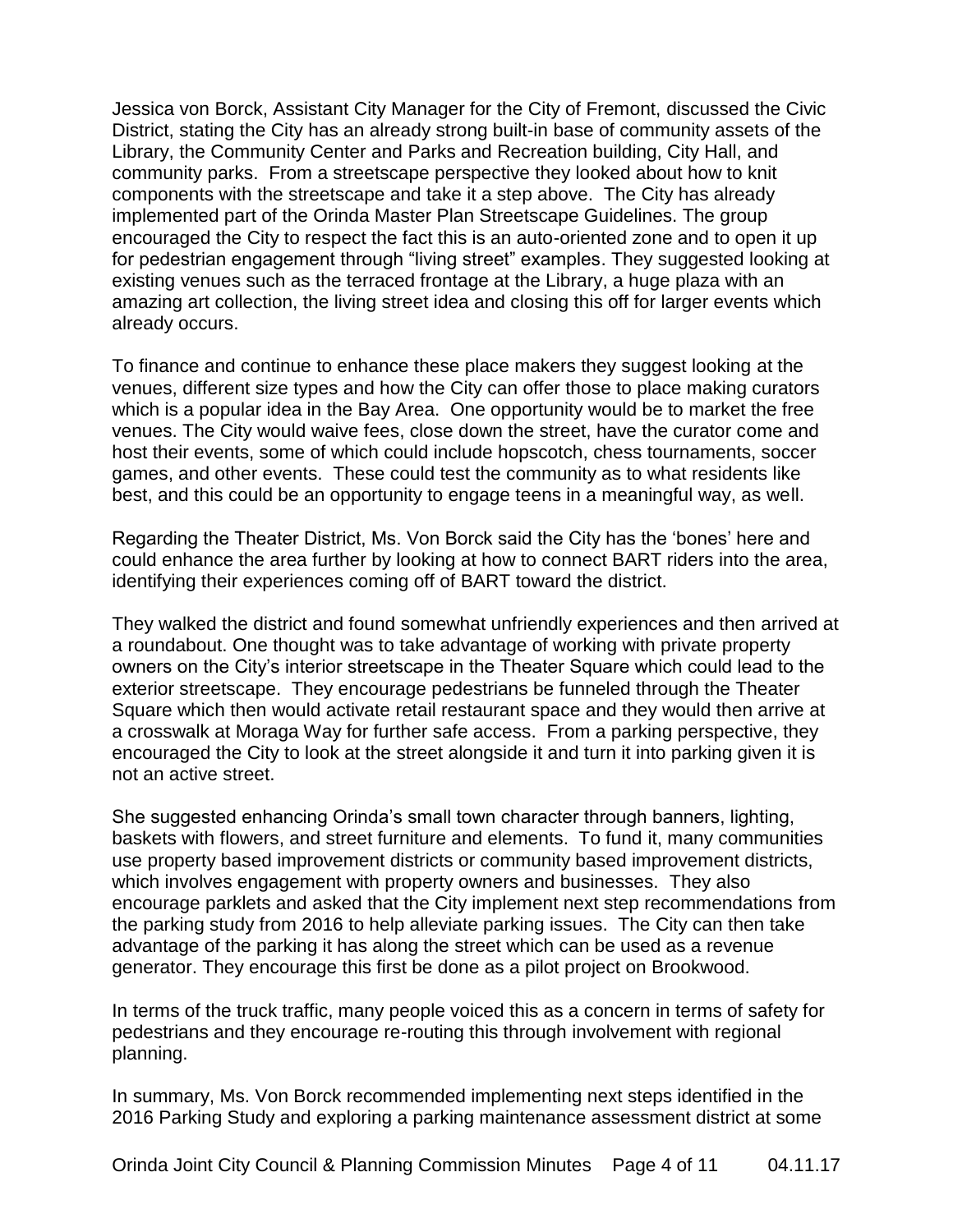Jessica von Borck, Assistant City Manager for the City of Fremont, discussed the Civic District, stating the City has an already strong built-in base of community assets of the Library, the Community Center and Parks and Recreation building, City Hall, and community parks. From a streetscape perspective they looked about how to knit components with the streetscape and take it a step above. The City has already implemented part of the Orinda Master Plan Streetscape Guidelines. The group encouraged the City to respect the fact this is an auto-oriented zone and to open it up for pedestrian engagement through "living street" examples. They suggested looking at existing venues such as the terraced frontage at the Library, a huge plaza with an amazing art collection, the living street idea and closing this off for larger events which already occurs.

To finance and continue to enhance these place makers they suggest looking at the venues, different size types and how the City can offer those to place making curators which is a popular idea in the Bay Area. One opportunity would be to market the free venues. The City would waive fees, close down the street, have the curator come and host their events, some of which could include hopscotch, chess tournaments, soccer games, and other events. These could test the community as to what residents like best, and this could be an opportunity to engage teens in a meaningful way, as well.

Regarding the Theater District, Ms. Von Borck said the City has the 'bones' here and could enhance the area further by looking at how to connect BART riders into the area, identifying their experiences coming off of BART toward the district.

They walked the district and found somewhat unfriendly experiences and then arrived at a roundabout. One thought was to take advantage of working with private property owners on the City's interior streetscape in the Theater Square which could lead to the exterior streetscape. They encourage pedestrians be funneled through the Theater Square which then would activate retail restaurant space and they would then arrive at a crosswalk at Moraga Way for further safe access. From a parking perspective, they encouraged the City to look at the street alongside it and turn it into parking given it is not an active street.

She suggested enhancing Orinda's small town character through banners, lighting, baskets with flowers, and street furniture and elements. To fund it, many communities use property based improvement districts or community based improvement districts, which involves engagement with property owners and businesses. They also encourage parklets and asked that the City implement next step recommendations from the parking study from 2016 to help alleviate parking issues. The City can then take advantage of the parking it has along the street which can be used as a revenue generator. They encourage this first be done as a pilot project on Brookwood.

In terms of the truck traffic, many people voiced this as a concern in terms of safety for pedestrians and they encourage re-routing this through involvement with regional planning.

In summary, Ms. Von Borck recommended implementing next steps identified in the 2016 Parking Study and exploring a parking maintenance assessment district at some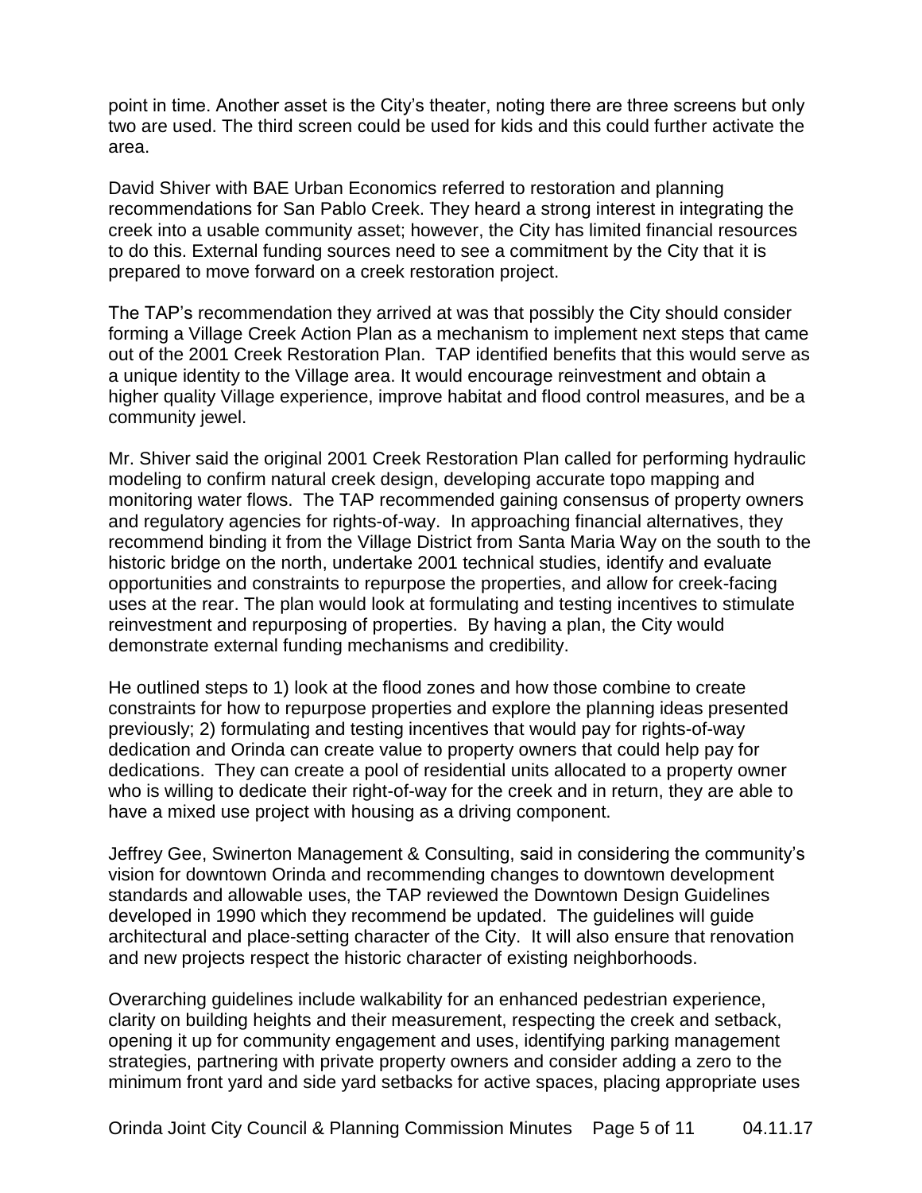point in time. Another asset is the City's theater, noting there are three screens but only two are used. The third screen could be used for kids and this could further activate the area.

David Shiver with BAE Urban Economics referred to restoration and planning recommendations for San Pablo Creek. They heard a strong interest in integrating the creek into a usable community asset; however, the City has limited financial resources to do this. External funding sources need to see a commitment by the City that it is prepared to move forward on a creek restoration project.

The TAP's recommendation they arrived at was that possibly the City should consider forming a Village Creek Action Plan as a mechanism to implement next steps that came out of the 2001 Creek Restoration Plan. TAP identified benefits that this would serve as a unique identity to the Village area. It would encourage reinvestment and obtain a higher quality Village experience, improve habitat and flood control measures, and be a community jewel.

Mr. Shiver said the original 2001 Creek Restoration Plan called for performing hydraulic modeling to confirm natural creek design, developing accurate topo mapping and monitoring water flows. The TAP recommended gaining consensus of property owners and regulatory agencies for rights-of-way. In approaching financial alternatives, they recommend binding it from the Village District from Santa Maria Way on the south to the historic bridge on the north, undertake 2001 technical studies, identify and evaluate opportunities and constraints to repurpose the properties, and allow for creek-facing uses at the rear. The plan would look at formulating and testing incentives to stimulate reinvestment and repurposing of properties. By having a plan, the City would demonstrate external funding mechanisms and credibility.

He outlined steps to 1) look at the flood zones and how those combine to create constraints for how to repurpose properties and explore the planning ideas presented previously; 2) formulating and testing incentives that would pay for rights-of-way dedication and Orinda can create value to property owners that could help pay for dedications. They can create a pool of residential units allocated to a property owner who is willing to dedicate their right-of-way for the creek and in return, they are able to have a mixed use project with housing as a driving component.

Jeffrey Gee, Swinerton Management & Consulting, said in considering the community's vision for downtown Orinda and recommending changes to downtown development standards and allowable uses, the TAP reviewed the Downtown Design Guidelines developed in 1990 which they recommend be updated. The guidelines will guide architectural and place-setting character of the City. It will also ensure that renovation and new projects respect the historic character of existing neighborhoods.

Overarching guidelines include walkability for an enhanced pedestrian experience, clarity on building heights and their measurement, respecting the creek and setback, opening it up for community engagement and uses, identifying parking management strategies, partnering with private property owners and consider adding a zero to the minimum front yard and side yard setbacks for active spaces, placing appropriate uses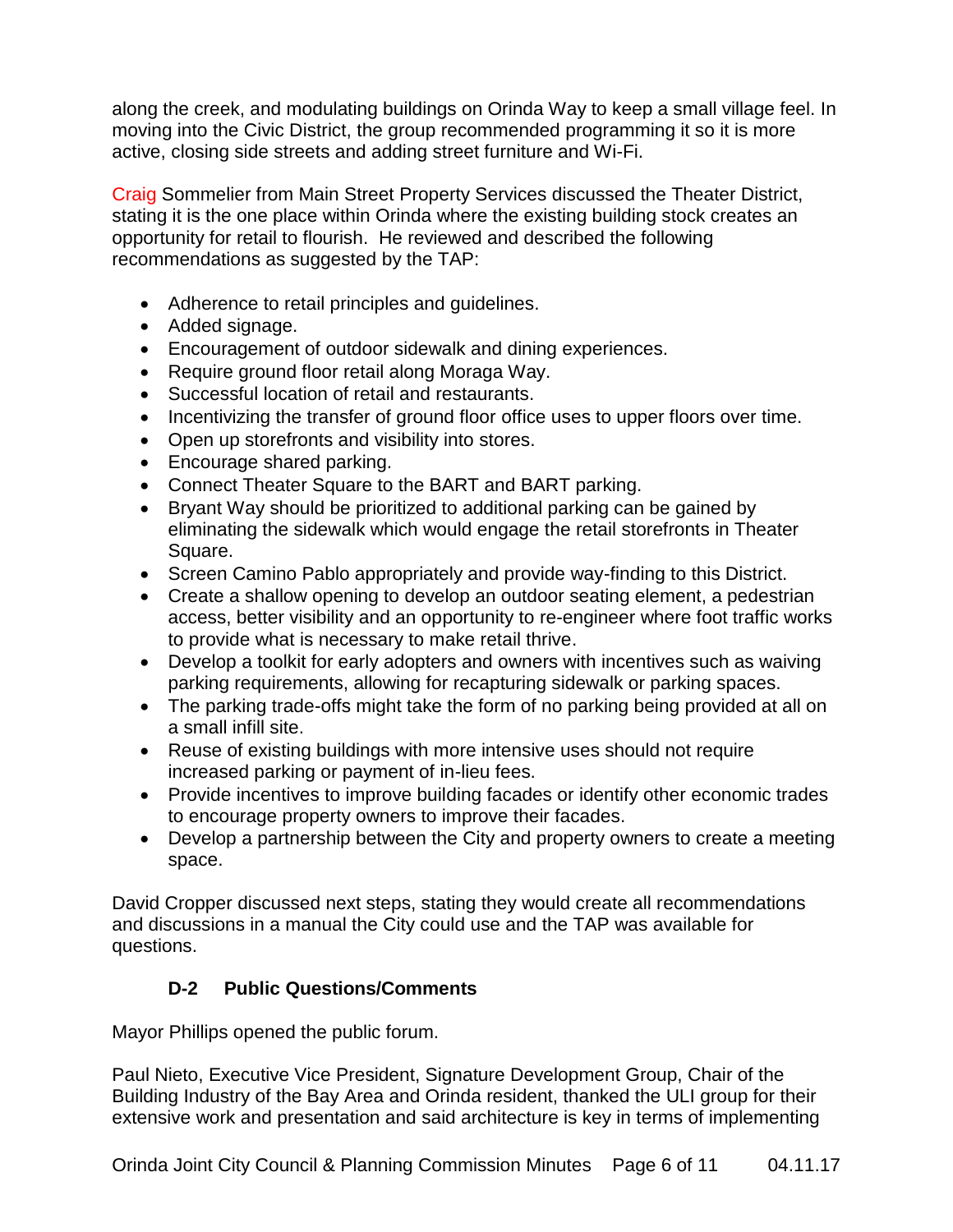along the creek, and modulating buildings on Orinda Way to keep a small village feel. In moving into the Civic District, the group recommended programming it so it is more active, closing side streets and adding street furniture and Wi-Fi.

Craig Sommelier from Main Street Property Services discussed the Theater District, stating it is the one place within Orinda where the existing building stock creates an opportunity for retail to flourish. He reviewed and described the following recommendations as suggested by the TAP:

- Adherence to retail principles and guidelines.
- Added signage.
- Encouragement of outdoor sidewalk and dining experiences.
- Require ground floor retail along Moraga Way.
- Successful location of retail and restaurants.
- Incentivizing the transfer of ground floor office uses to upper floors over time.
- Open up storefronts and visibility into stores.
- Encourage shared parking.
- Connect Theater Square to the BART and BART parking.
- Bryant Way should be prioritized to additional parking can be gained by eliminating the sidewalk which would engage the retail storefronts in Theater Square.
- Screen Camino Pablo appropriately and provide way-finding to this District.
- Create a shallow opening to develop an outdoor seating element, a pedestrian access, better visibility and an opportunity to re-engineer where foot traffic works to provide what is necessary to make retail thrive.
- Develop a toolkit for early adopters and owners with incentives such as waiving parking requirements, allowing for recapturing sidewalk or parking spaces.
- The parking trade-offs might take the form of no parking being provided at all on a small infill site.
- Reuse of existing buildings with more intensive uses should not require increased parking or payment of in-lieu fees.
- Provide incentives to improve building facades or identify other economic trades to encourage property owners to improve their facades.
- Develop a partnership between the City and property owners to create a meeting space.

David Cropper discussed next steps, stating they would create all recommendations and discussions in a manual the City could use and the TAP was available for questions.

### D-2 Public Questions/Comments

Mayor Phillips opened the public forum.

Paul Nieto, Executive Vice President, Signature Development Group, Chair of the Building Industry of the Bay Area and Orinda resident, thanked the ULI group for their extensive work and presentation and said architecture is key in terms of implementing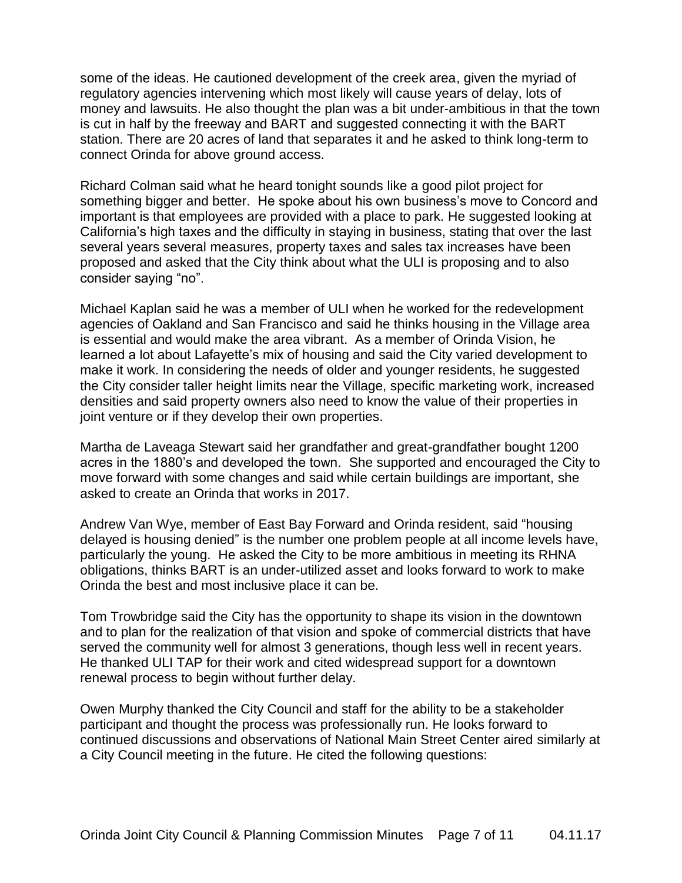some of the ideas. He cautioned development of the creek area, given the myriad of regulatory agencies intervening which most likely will cause years of delay, lots of money and lawsuits. He also thought the plan was a bit under-ambitious in that the town is cut in half by the freeway and BART and suggested connecting it with the BART station. There are 20 acres of land that separates it and he asked to think long-term to connect Orinda for above ground access.

Richard Colman said what he heard tonight sounds like a good pilot project for something bigger and better. He spoke about his own business's move to Concord and important is that employees are provided with a place to park. He suggested looking at California's high taxes and the difficulty in staying in business, stating that over the last several years several measures, property taxes and sales tax increases have been proposed and asked that the City think about what the ULI is proposing and to also consider saying "no".

Michael Kaplan said he was a member of ULI when he worked for the redevelopment agencies of Oakland and San Francisco and said he thinks housing in the Village area is essential and would make the area vibrant. As a member of Orinda Vision, he learned a lot about Lafayette's mix of housing and said the City varied development to make it work. In considering the needs of older and younger residents, he suggested the City consider taller height limits near the Village, specific marketing work, increased densities and said property owners also need to know the value of their properties in joint venture or if they develop their own properties.

Martha de Laveaga Stewart said her grandfather and great-grandfather bought 1200 acres in the 1880's and developed the town. She supported and encouraged the City to move forward with some changes and said while certain buildings are important, she asked to create an Orinda that works in 2017.

Andrew Van Wye, member of East Bay Forward and Orinda resident, said "housing delayed is housing denied" is the number one problem people at all income levels have, particularly the young. He asked the City to be more ambitious in meeting its RHNA obligations, thinks BART is an under-utilized asset and looks forward to work to make Orinda the best and most inclusive place it can be.

Tom Trowbridge said the City has the opportunity to shape its vision in the downtown and to plan for the realization of that vision and spoke of commercial districts that have served the community well for almost 3 generations, though less well in recent years. He thanked ULI TAP for their work and cited widespread support for a downtown renewal process to begin without further delay.

Owen Murphy thanked the City Council and staff for the ability to be a stakeholder participant and thought the process was professionally run. He looks forward to continued discussions and observations of National Main Street Center aired similarly at a City Council meeting in the future. He cited the following questions: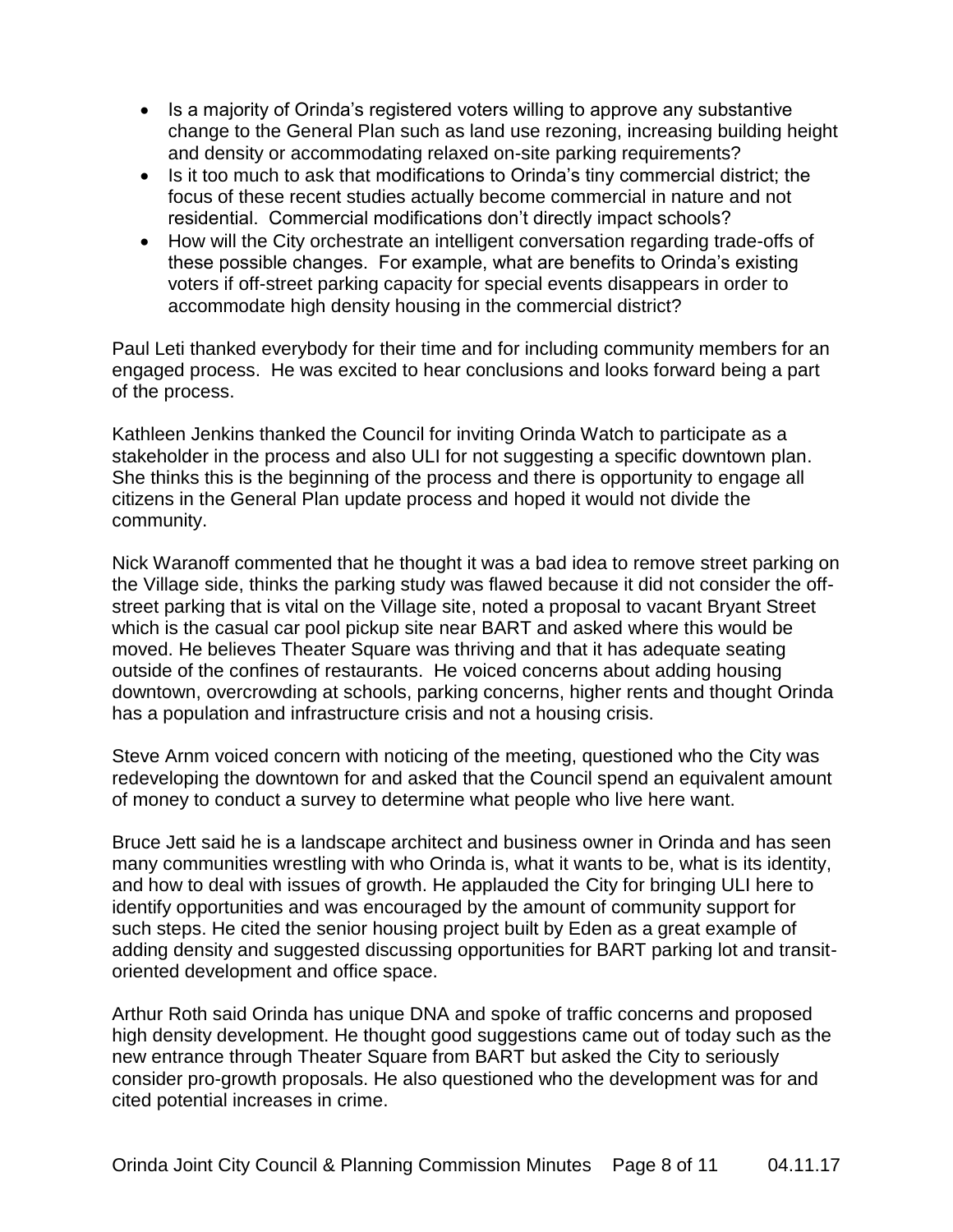- Is a majority of Orinda's registered voters willing to approve any substantive change to the General Plan such as land use rezoning, increasing building height and density or accommodating relaxed on-site parking requirements?
- Is it too much to ask that modifications to Orinda's tiny commercial district; the focus of these recent studies actually become commercial in nature and not residential. Commercial modifications don't directly impact schools?
- How will the City orchestrate an intelligent conversation regarding trade-offs of these possible changes. For example, what are benefits to Orinda's existing voters if off-street parking capacity for special events disappears in order to accommodate high density housing in the commercial district?

Paul Leti thanked everybody for their time and for including community members for an engaged process. He was excited to hear conclusions and looks forward being a part of the process.

Kathleen Jenkins thanked the Council for inviting Orinda Watch to participate as a stakeholder in the process and also ULI for not suggesting a specific downtown plan. She thinks this is the beginning of the process and there is opportunity to engage all citizens in the General Plan update process and hoped it would not divide the community.

Nick Waranoff commented that he thought it was a bad idea to remove street parking on the Village side, thinks the parking study was flawed because it did not consider the off-street parking that is vital on the Village site, noted a proposal to vacant Bryant Street which is the casual car pool pickup site near BART and asked where this would be moved. He believes Theater Square was thriving and that it has adequate seating outside of the confines of restaurants. He voiced concerns about adding housing downtown, overcrowding at schools, parking concerns, higher rents and thought Orinda has a population and infrastructure crisis and not a housing crisis.

Steve Arnm voiced concern with noticing of the meeting, questioned who the City was redeveloping the downtown for and asked that the Council spend an equivalent amount of money to conduct a survey to determine what people who live here want.

Bruce Jett said he is a landscape architect and business owner in Orinda and has seen many communities wrestling with who Orinda is, what it wants to be, what is its identity, and how to deal with issues of growth. He applauded the City for bringing ULI here to identify opportunities and was encouraged by the amount of community support for such steps. He cited the senior housing project built by Eden as a great example of adding density and suggested discussing opportunities for BART parking lot and transit-oriented development and office space.

Arthur Roth said Orinda has unique DNA and spoke of traffic concerns and proposed high density development. He thought good suggestions came out of today such as the new entrance through Theater Square from BART but asked the City to seriously consider pro-growth proposals. He also questioned who the development was for and cited potential increases in crime.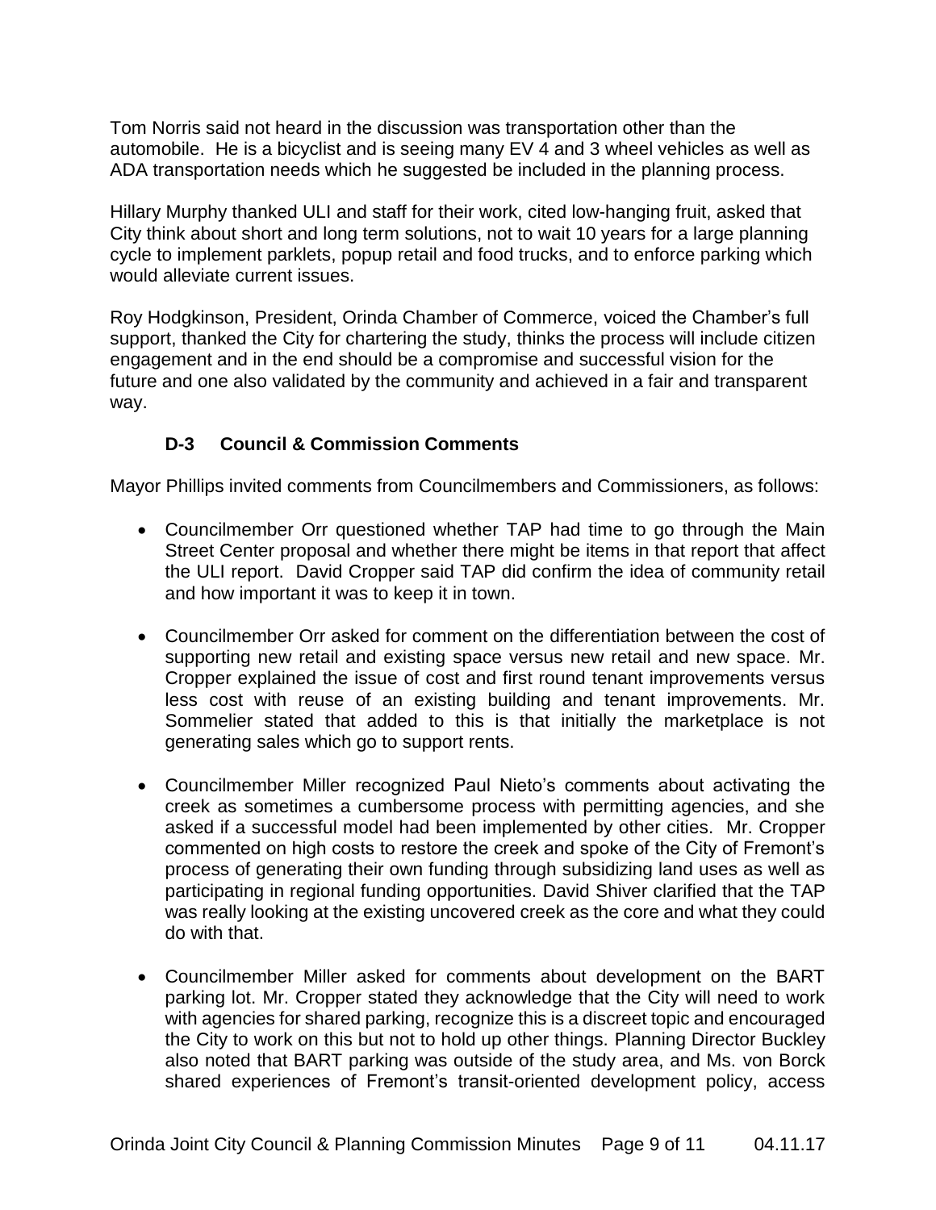Tom Norris said not heard in the discussion was transportation other than the automobile. He is a bicyclist and is seeing many EV 4 and 3 wheel vehicles as well as ADA transportation needs which he suggested be included in the planning process.

Hillary Murphy thanked ULI and staff for their work, cited low-hanging fruit, asked that City think about short and long term solutions, not to wait 10 years for a large planning cycle to implement parklets, popup retail and food trucks, and to enforce parking which would alleviate current issues.

Roy Hodgkinson, President, Orinda Chamber of Commerce, voiced the Chamber's full support, thanked the City for chartering the study, thinks the process will include citizen engagement and in the end should be a compromise and successful vision for the future and one also validated by the community and achieved in a fair and transparent way.

### D-3 Council & Commission Comments

Mayor Phillips invited comments from Councilmembers and Commissioners, as follows:

- Councilmember Orr questioned whether TAP had time to go through the Main Street Center proposal and whether there might be items in that report that affect the ULI report. David Cropper said TAP did confirm the idea of community retail and how important it was to keep it in town.

- Councilmember Orr asked for comment on the differentiation between the cost of supporting new retail and existing space versus new retail and new space. Mr. Cropper explained the issue of cost and first round tenant improvements versus less cost with reuse of an existing building and tenant improvements. Mr. Sommelier stated that added to this is that initially the marketplace is not generating sales which go to support rents.

- Councilmember Miller recognized Paul Nieto's comments about activating the creek as sometimes a cumbersome process with permitting agencies, and she asked if a successful model had been implemented by other cities. Mr. Cropper commented on high costs to restore the creek and spoke of the City of Fremont's process of generating their own funding through subsidizing land uses as well as participating in regional funding opportunities. David Shiver clarified that the TAP was really looking at the existing uncovered creek as the core and what they could do with that.

- Councilmember Miller asked for comments about development on the BART parking lot. Mr. Cropper stated they acknowledge that the City will need to work with agencies for shared parking, recognize this is a discreet topic and encouraged the City to work on this but not to hold up other things. Planning Director Buckley also noted that BART parking was outside of the study area, and Ms. von Borck shared experiences of Fremont's transit-oriented development policy, access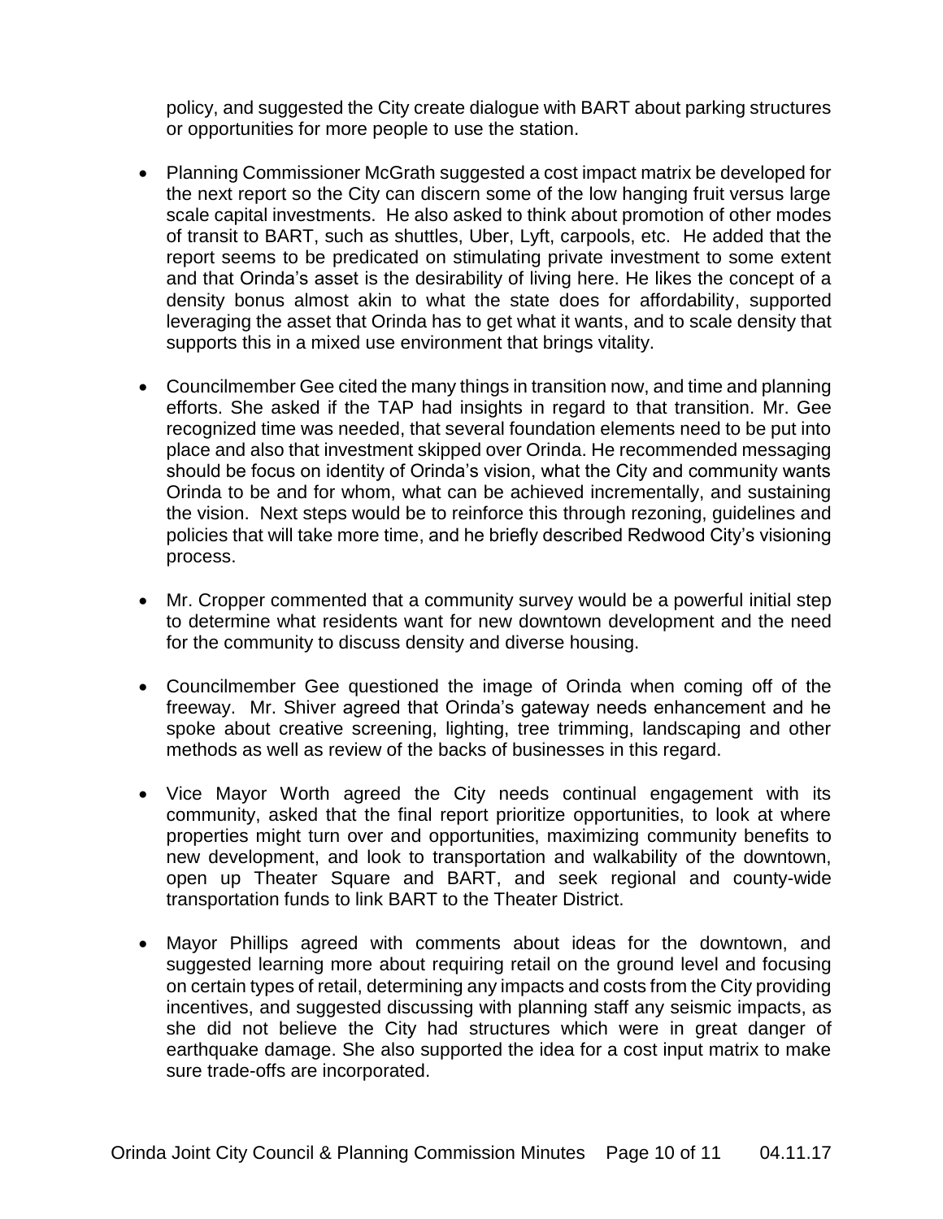policy, and suggested the City create dialogue with BART about parking structures or opportunities for more people to use the station.

- Planning Commissioner McGrath suggested a cost impact matrix be developed for the next report so the City can discern some of the low hanging fruit versus large scale capital investments. He also asked to think about promotion of other modes of transit to BART, such as shuttles, Uber, Lyft, carpools, etc. He added that the report seems to be predicated on stimulating private investment to some extent and that Orinda's asset is the desirability of living here. He likes the concept of a density bonus almost akin to what the state does for affordability, supported leveraging the asset that Orinda has to get what it wants, and to scale density that supports this in a mixed use environment that brings vitality.

- Councilmember Gee cited the many things in transition now, and time and planning efforts. She asked if the TAP had insights in regard to that transition. Mr. Gee recognized time was needed, that several foundation elements need to be put into place and also that investment skipped over Orinda. He recommended messaging should be focus on identity of Orinda's vision, what the City and community wants Orinda to be and for whom, what can be achieved incrementally, and sustaining the vision. Next steps would be to reinforce this through rezoning, guidelines and policies that will take more time, and he briefly described Redwood City's visioning process.

- Mr. Cropper commented that a community survey would be a powerful initial step to determine what residents want for new downtown development and the need for the community to discuss density and diverse housing.

- Councilmember Gee questioned the image of Orinda when coming off of the freeway. Mr. Shiver agreed that Orinda's gateway needs enhancement and he spoke about creative screening, lighting, tree trimming, landscaping and other methods as well as review of the backs of businesses in this regard.

- Vice Mayor Worth agreed the City needs continual engagement with its community, asked that the final report prioritize opportunities, to look at where properties might turn over and opportunities, maximizing community benefits to new development, and look to transportation and walkability of the downtown, open up Theater Square and BART, and seek regional and county-wide transportation funds to link BART to the Theater District.

- Mayor Phillips agreed with comments about ideas for the downtown, and suggested learning more about requiring retail on the ground level and focusing on certain types of retail, determining any impacts and costs from the City providing incentives, and suggested discussing with planning staff any seismic impacts, as she did not believe the City had structures which were in great danger of earthquake damage. She also supported the idea for a cost input matrix to make sure trade-offs are incorporated.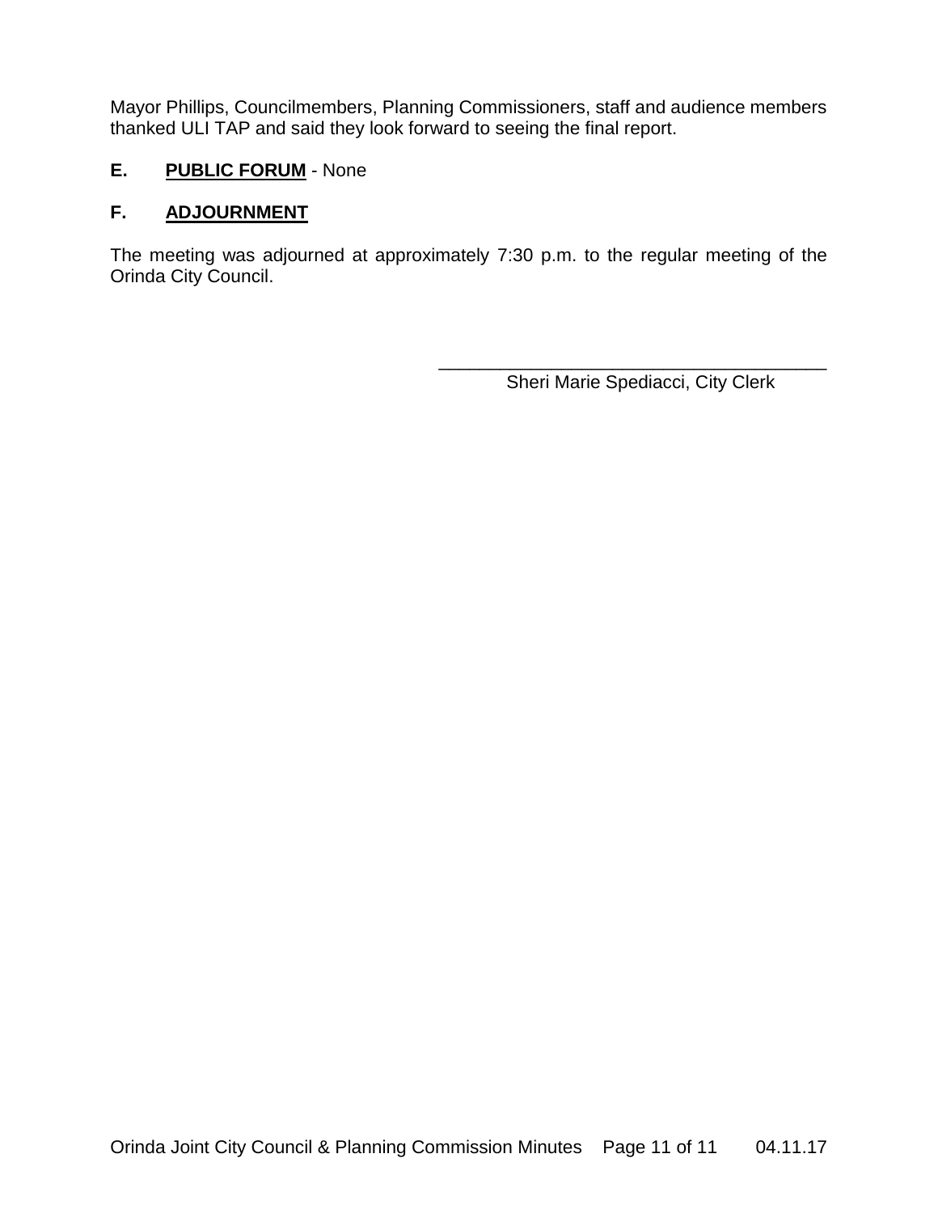Mayor Phillips, Councilmembers, Planning Commissioners, staff and audience members thanked ULI TAP and said they look forward to seeing the final report.

**E. PUBLIC FORUM** - None

**F. ADJOURNMENT**

The meeting was adjourned at approximately 7:30 p.m. to the regular meeting of the Orinda City Council.

\_\_\_\_\_\_\_\_\_\_\_\_\_\_\_\_\_\_\_\_\_\_\_\_\_\_\_\_\_\_\_\_\_\_\_\_\_\_\_\_

Sheri Marie Spediacci, City Clerk